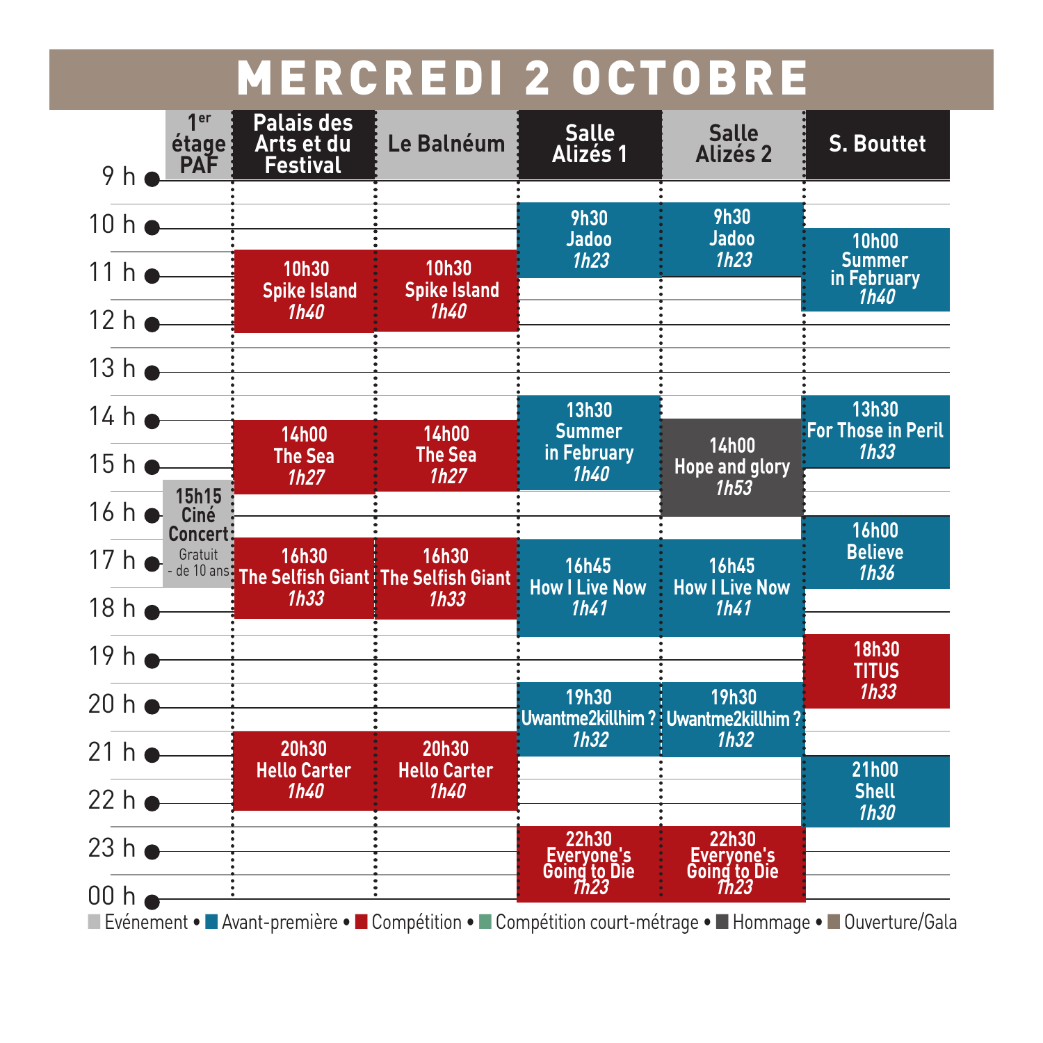# MERCREDI 2 OCTOBRE

| Heure | 1er étage PAF | Palais des Arts et du Festival | Le Balnéum | Salle Alizés 1 | Salle Alizés 2 | S. Bouttet |
|---|---|---|---|---|---|---|
| 9 h | | | | 9h30 Jadoo *1h23* | 9h30 Jadoo *1h23* | |
| 10 h | | 10h30 Spike Island *1h40* | 10h30 Spike Island *1h40* | | | 10h00 Summer in February *1h40* |
| 13 h | | | | 13h30 Summer in February *1h40* | | 13h30 For Those in Peril *1h33* |
| 14 h | | 14h00 The Sea *1h27* | 14h00 The Sea *1h27* | | 14h00 Hope and glory *1h53* | |
| 15 h | 15h15 Ciné Concert Gratuit - de 10 ans | | | | | |
| 16 h | | 16h30 The Selfish Giant *1h33* | 16h30 The Selfish Giant *1h33* | 16h45 How I Live Now *1h41* | 16h45 How I Live Now *1h41* | 16h00 Believe *1h36* |
| 18 h | | | | | | 18h30 TITUS *1h33* |
| 19 h | | | | 19h30 Uwantme2killhim ? *1h32* | 19h30 Uwantme2killhim ? *1h32* | |
| 20 h | | 20h30 Hello Carter *1h40* | 20h30 Hello Carter *1h40* | | | |
| 21 h | | | | | | 21h00 Shell *1h30* |
| 22 h | | | | 22h30 Everyone's Going to Die *1h23* | 22h30 Everyone's Going to Die *1h23* | |
| 00 h | | | | | | |

Evénement • Avant-première • Compétition • Compétition court-métrage • Hommage • Ouverture/Gala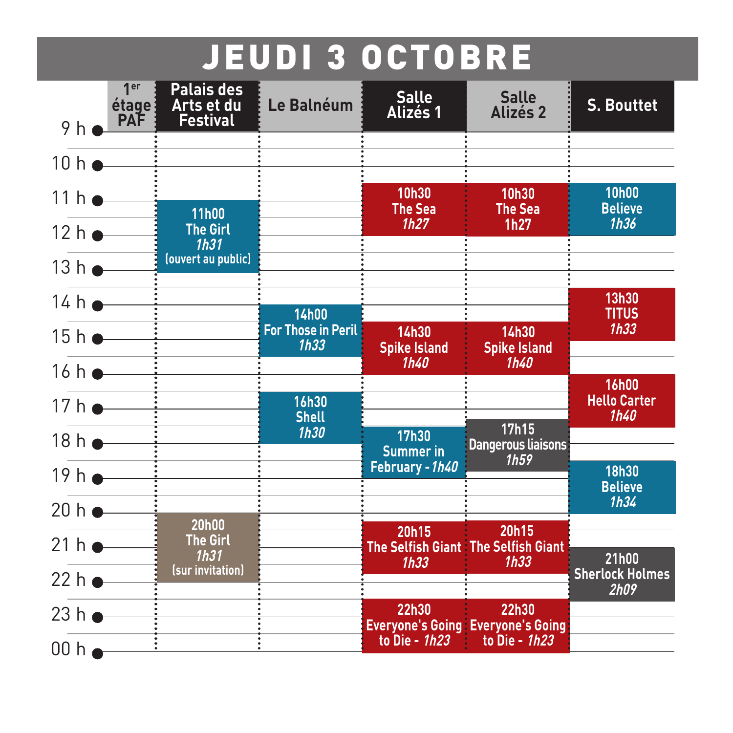# JEUDI 3 OCTOBRE

| Heure | 1er étage PAF | Palais des Arts et du Festival | Le Balnéum | Salle Alizés 1 | Salle Alizés 2 | S. Bouttet |
|---|---|---|---|---|---|---|
| 9 h | | | | | | |
| 10 h | | | | 10h30 The Sea *1h27* | 10h30 The Sea 1h27 | 10h00 Believe *1h36* |
| 11 h | | 11h00 The Girl *1h31* (ouvert au public) | | | | |
| 12 h | | | | | | |
| 13 h | | | | | | 13h30 TITUS *1h33* |
| 14 h | | | 14h00 For Those in Peril *1h33* | 14h30 Spike Island *1h40* | 14h30 Spike Island *1h40* | |
| 15 h | | | | | | |
| 16 h | | | 16h30 Shell *1h30* | | | 16h00 Hello Carter *1h40* |
| 17 h | | | | 17h30 Summer in February - *1h40* | 17h15 Dangerous liaisons *1h59* | |
| 18 h | | | | | | 18h30 Believe *1h34* |
| 19 h | | | | | | |
| 20 h | | 20h00 The Girl *1h31* (sur invitation) | | 20h15 The Selfish Giant *1h33* | 20h15 The Selfish Giant *1h33* | |
| 21 h | | | | | | 21h00 Sherlock Holmes *2h09* |
| 22 h | | | | 22h30 Everyone's Going to Die - *1h23* | 22h30 Everyone's Going to Die - *1h23* | |
| 23 h | | | | | | |
| 00 h | | | | | | |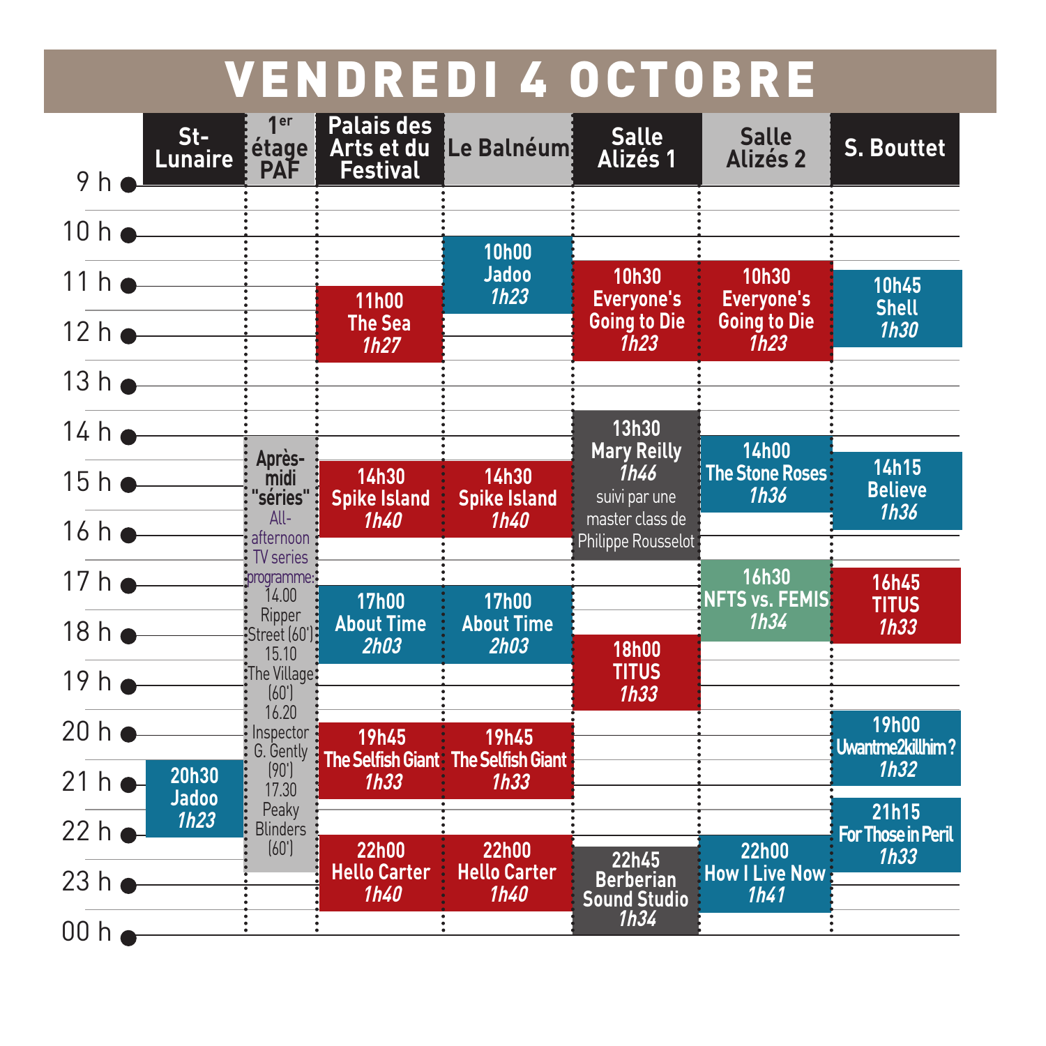# VENDREDI 4 OCTOBRE

| St-Lunaire | 1er étage PAF | Palais des Arts et du Festival | Le Balnéum | Salle Alizés 1 | Salle Alizés 2 | S. Boutter |
|---|---|---|---|---|---|---|
| | | | 10h00 Jadoo 1h23 | 10h30 Everyone's Going to Die 1h23 | 10h30 Everyone's Going to Die 1h23 | 10h45 Shell 1h30 |
| | | 11h00 The Sea 1h27 | | | | |
| | | | | 13h30 Mary Reilly 1h46 suivi par une master class de Philippe Rousselot | 14h00 The Stone Roses 1h36 | 14h15 Believe 1h36 |
| | Après-midi "séries" All-afternoon TV series programme: 14.00 Ripper Street (60') 15.10 The Village (60') 16.20 Inspector G. Gently (90') 17.30 Peaky Blinders (60') | 14h30 Spike Island 1h40 | 14h30 Spike Island 1h40 | | | |
| | | | | | 16h30 NFTS vs. FEMIS 1h34 | 16h45 TITUS 1h33 |
| | | 17h00 About Time 2h03 | 17h00 About Time 2h03 | | | |
| | | | | 18h00 TITUS 1h33 | | |
| | | | | | | 19h00 Uwantme2killhim? 1h32 |
| | | 19h45 The Selfish Giant 1h33 | 19h45 The Selfish Giant 1h33 | | | |
| 20h30 Jadoo 1h23 | | | | | | |
| | | | | | | 21h15 For Those in Peril 1h33 |
| | | 22h00 Hello Carter 1h40 | 22h00 Hello Carter 1h40 | | 22h00 How I Live Now 1h41 | |
| | | | | 22h45 Berberian Sound Studio 1h34 | | |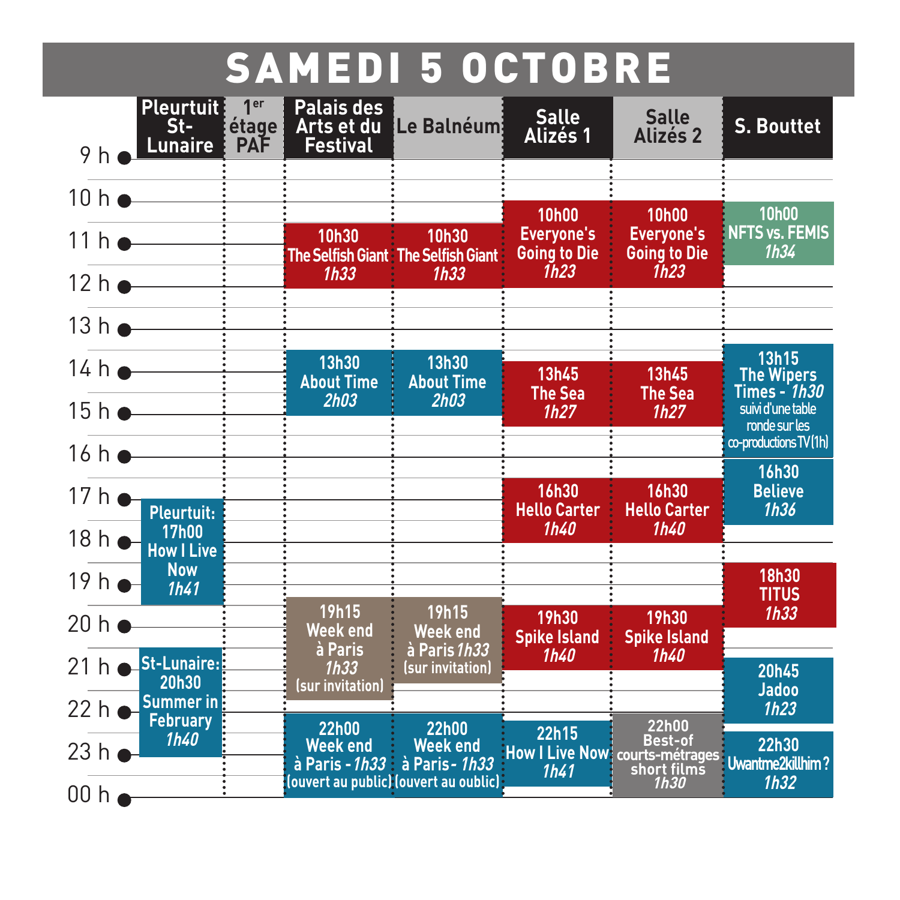# SAMEDI 5 OCTOBRE

| | Pleurtuit St-Lunaire | 1[er] étage PAF | Palais des Arts et du Festival | Le Balnéum | Salle Alizés 1 | Salle Alizés 2 | S. Bouttet |
|---|---|---|---|---|---|---|---|
| 9 h | | | | | | | |
| 10 h | | | | | 10h00 Everyone's Going to Die *1h23* | 10h00 Everyone's Going to Die *1h23* | 10h00 NFTS vs. FEMIS *1h34* |
| 11 h | | | 10h30 The Selfish Giant *1h33* | 10h30 The Selfish Giant *1h33* | | | |
| 12 h | | | | | | | |
| 13 h | | | | | | | 13h15 The Wipers Times - *1h30* suivi d'une table ronde sur les co-productions TV (1h) |
| 14 h | | | 13h30 About Time *2h03* | 13h30 About Time *2h03* | 13h45 The Sea *1h27* | 13h45 The Sea *1h27* | |
| 15 h | | | | | | | |
| 16 h | | | | | 16h30 Hello Carter *1h40* | 16h30 Hello Carter *1h40* | 16h30 Believe *1h36* |
| 17 h | Pleurtuit: 17h00 How I Live Now *1h41* | | | | | | |
| 18 h | | | | | | | 18h30 TITUS *1h33* |
| 19 h | | | 19h15 Week end à Paris *1h33* (sur invitation) | 19h15 Week end à Paris *1h33* (sur invitation) | 19h30 Spike Island *1h40* | 19h30 Spike Island *1h40* | |
| 20 h | St-Lunaire: 20h30 Summer in February *1h40* | | | | | | 20h45 Jadoo *1h23* |
| 21 h | | | | | | | |
| 22 h | | | 22h00 Week end à Paris - *1h33* (ouvert au public) | 22h00 Week end à Paris - *1h33* (ouvert au oublic) | 22h15 How I Live Now *1h41* | 22h00 Best-of courts-métrages short films *1h30* | 22h30 Uwantme2killhim? *1h32* |
| 23 h | | | | | | | |
| 00 h | | | | | | | |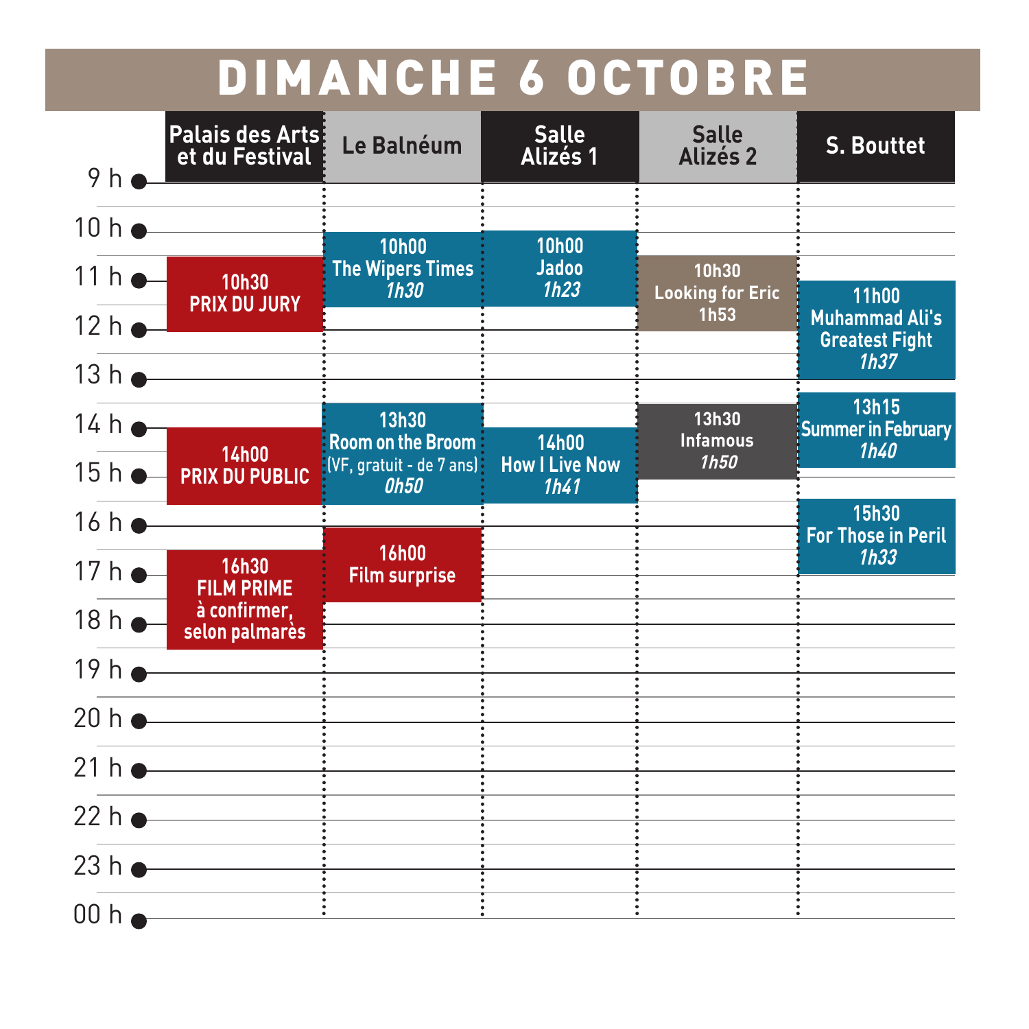# DIMANCHE 6 OCTOBRE

| | Palais des Arts et du Festival | Le Balnéum | Salle Alizés 1 | Salle Alizés 2 | S. Bouttet |
|---|---|---|---|---|---|
| 10 h | | 10h00 The Wipers Times *1h30* | 10h00 Jadoo *1h23* | | |
| 10h30 | 10h30 PRIX DU JURY | | | 10h30 Looking for Eric 1h53 | |
| 11 h | | | | | 11h00 Muhammad Ali's Greatest Fight *1h37* |
| 13h15 | | | | | 13h15 Summer in February *1h40* |
| 13h30 | | 13h30 Room on the Broom (VF, gratuit - de 7 ans) *0h50* | | 13h30 Infamous *1h50* | |
| 14 h | 14h00 PRIX DU PUBLIC | | 14h00 How I Live Now *1h41* | | |
| 15h30 | | | | | 15h30 For Those in Peril *1h33* |
| 16 h | | 16h00 Film surprise | | | |
| 16h30 | 16h30 FILM PRIME à confirmer, selon palmarès | | | | |